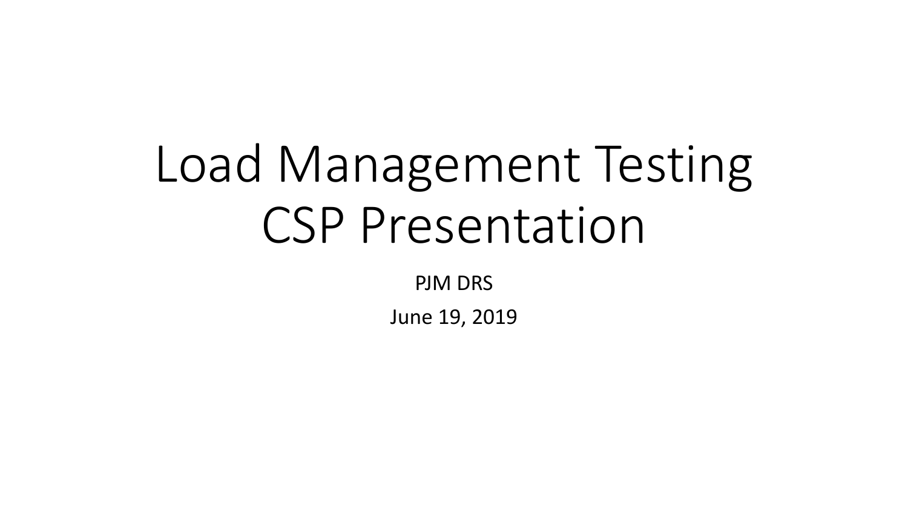# Load Management Testing CSP Presentation

PJM DRS

June 19, 2019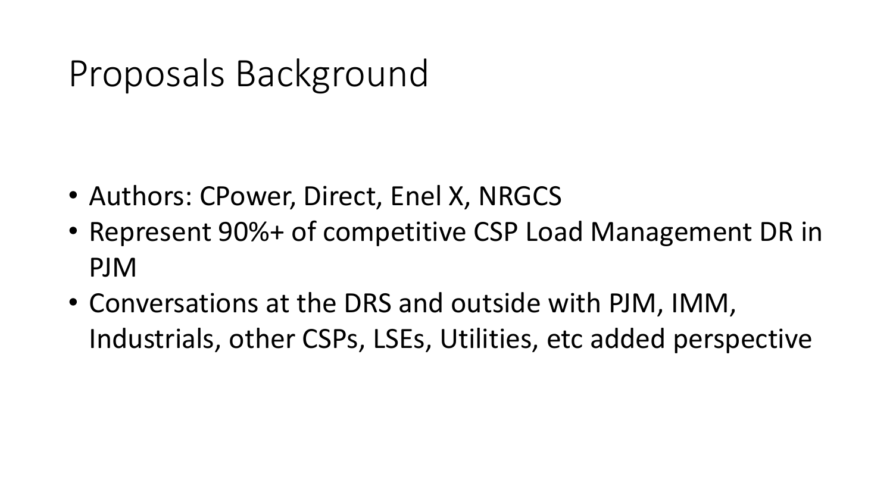# Proposals Background

- Authors: CPower, Direct, Enel X, NRGCS
- Represent 90%+ of competitive CSP Load Management DR in PJM
- Conversations at the DRS and outside with PJM, IMM, Industrials, other CSPs, LSEs, Utilities, etc added perspective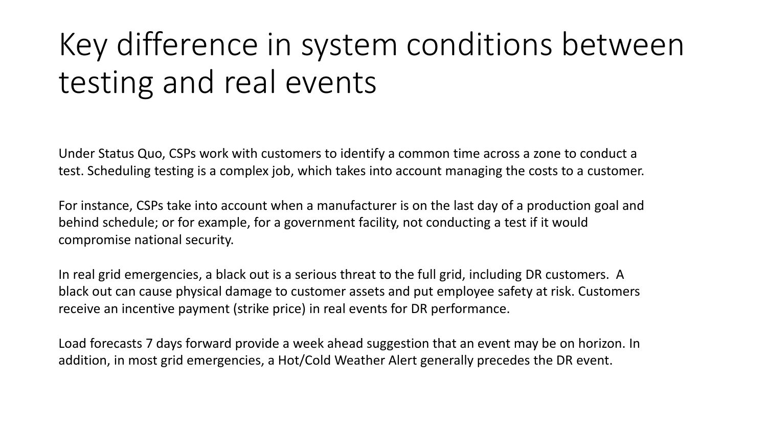# Key difference in system conditions between testing and real events

Under Status Quo, CSPs work with customers to identify a common time across a zone to conduct a test. Scheduling testing is a complex job, which takes into account managing the costs to a customer.

For instance, CSPs take into account when a manufacturer is on the last day of a production goal and behind schedule; or for example, for a government facility, not conducting a test if it would compromise national security.

In real grid emergencies, a black out is a serious threat to the full grid, including DR customers. A black out can cause physical damage to customer assets and put employee safety at risk. Customers receive an incentive payment (strike price) in real events for DR performance.

Load forecasts 7 days forward provide a week ahead suggestion that an event may be on horizon. In addition, in most grid emergencies, a Hot/Cold Weather Alert generally precedes the DR event.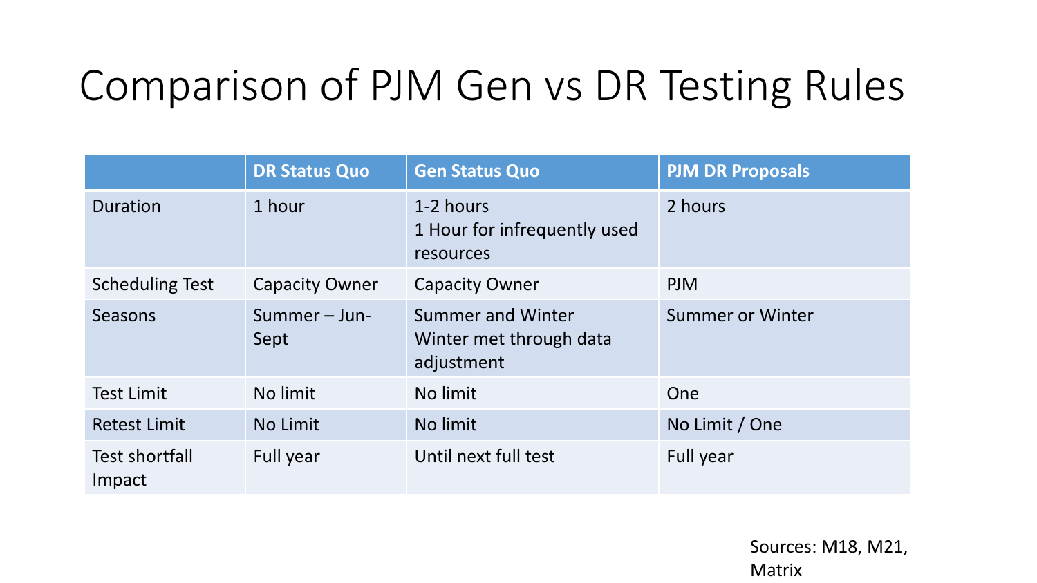# Comparison of PJM Gen vs DR Testing Rules

| | DR Status Quo | Gen Status Quo | PJM DR Proposals |
|---|---|---|---|
| Duration | 1 hour | 1-2 hours<br>1 Hour for infrequently used resources | 2 hours |
| Scheduling Test | Capacity Owner | Capacity Owner | PJM |
| Seasons | Summer – Jun-Sept | Summer and Winter<br>Winter met through data adjustment | Summer or Winter |
| Test Limit | No limit | No limit | One |
| Retest Limit | No Limit | No limit | No Limit / One |
| Test shortfall Impact | Full year | Until next full test | Full year |

Sources: M18, M21, Matrix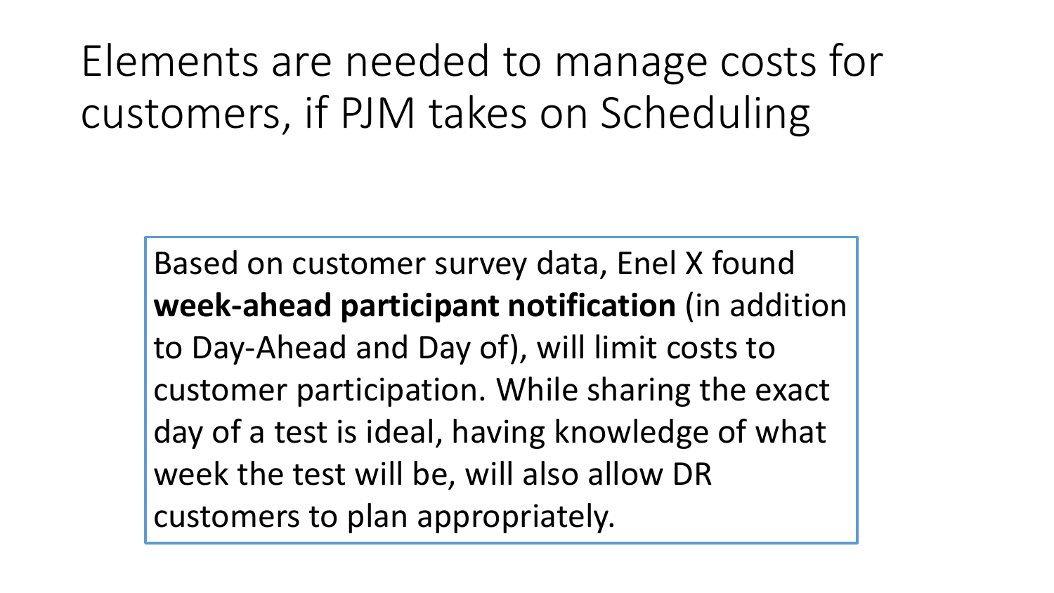# Elements are needed to manage costs for customers, if PJM takes on Scheduling

Based on customer survey data, Enel X found **week-ahead participant notification** (in addition to Day-Ahead and Day of), will limit costs to customer participation. While sharing the exact day of a test is ideal, having knowledge of what week the test will be, will also allow DR customers to plan appropriately.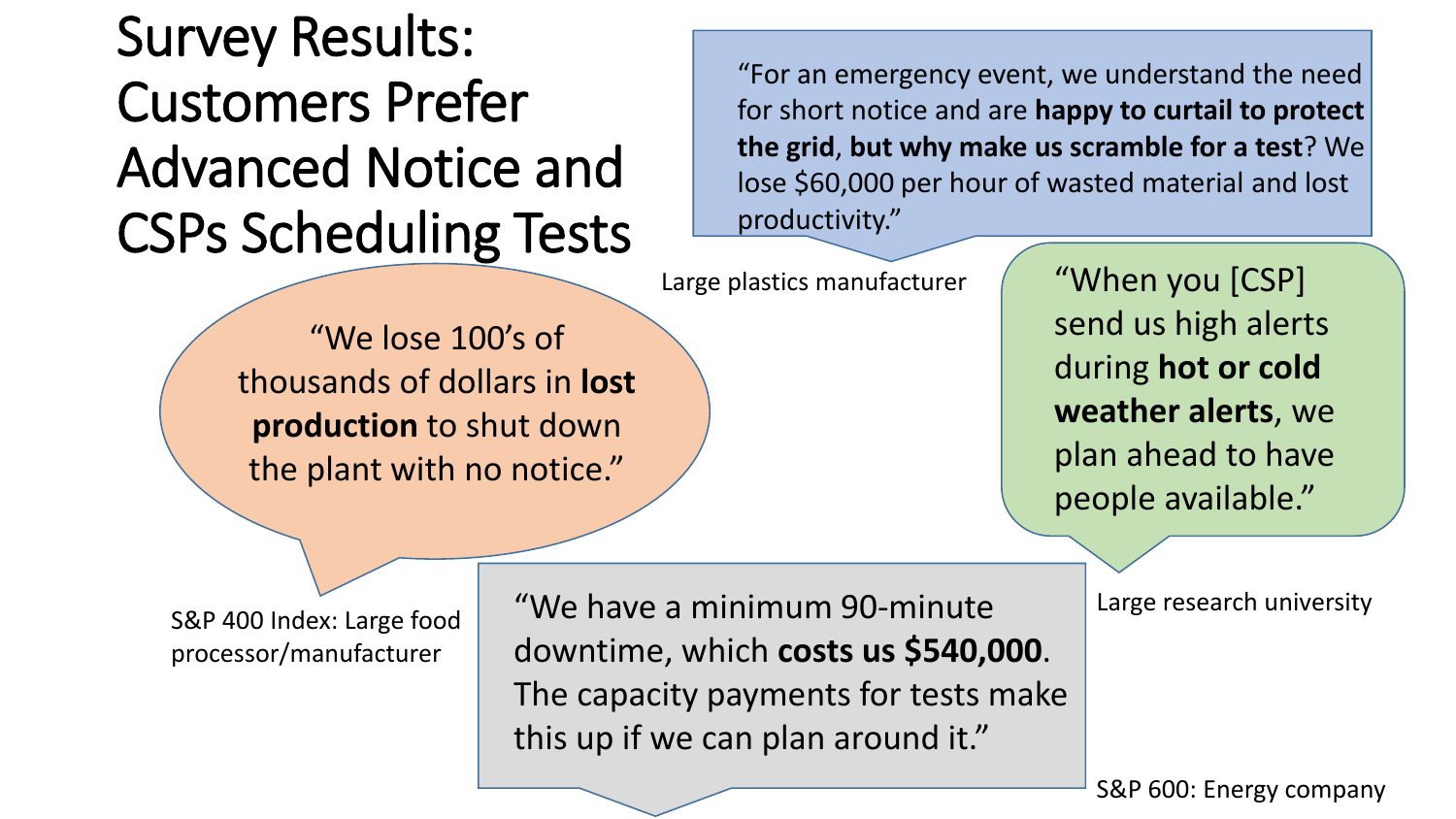# Survey Results: Customers Prefer Advanced Notice and CSPs Scheduling Tests

"For an emergency event, we understand the need for short notice and are **happy to curtail to protect the grid**, **but why make us scramble for a test**? We lose $60,000 per hour of wasted material and lost productivity."

Large plastics manufacturer

"We lose 100's of thousands of dollars in **lost production** to shut down the plant with no notice."

S&P 400 Index: Large food processor/manufacturer

"When you [CSP] send us high alerts during **hot or cold weather alerts**, we plan ahead to have people available."

Large research university

"We have a minimum 90-minute downtime, which **costs us $540,000**. The capacity payments for tests make this up if we can plan around it."

S&P 600: Energy company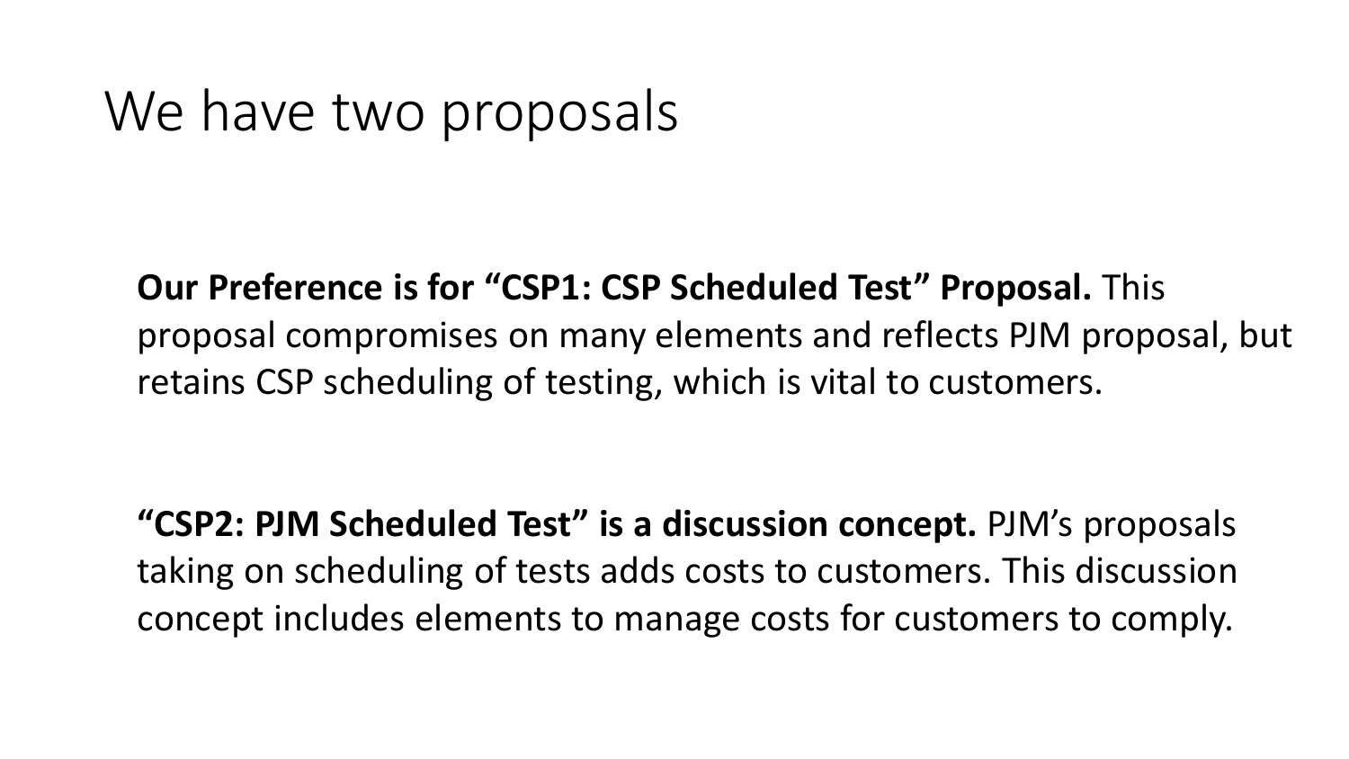# We have two proposals

**Our Preference is for "CSP1: CSP Scheduled Test" Proposal.** This proposal compromises on many elements and reflects PJM proposal, but retains CSP scheduling of testing, which is vital to customers.

**"CSP2: PJM Scheduled Test" is a discussion concept.** PJM's proposals taking on scheduling of tests adds costs to customers. This discussion concept includes elements to manage costs for customers to comply.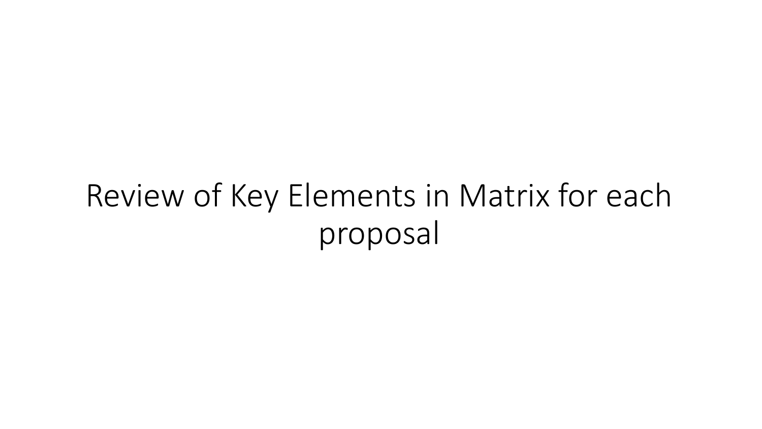# Review of Key Elements in Matrix for each proposal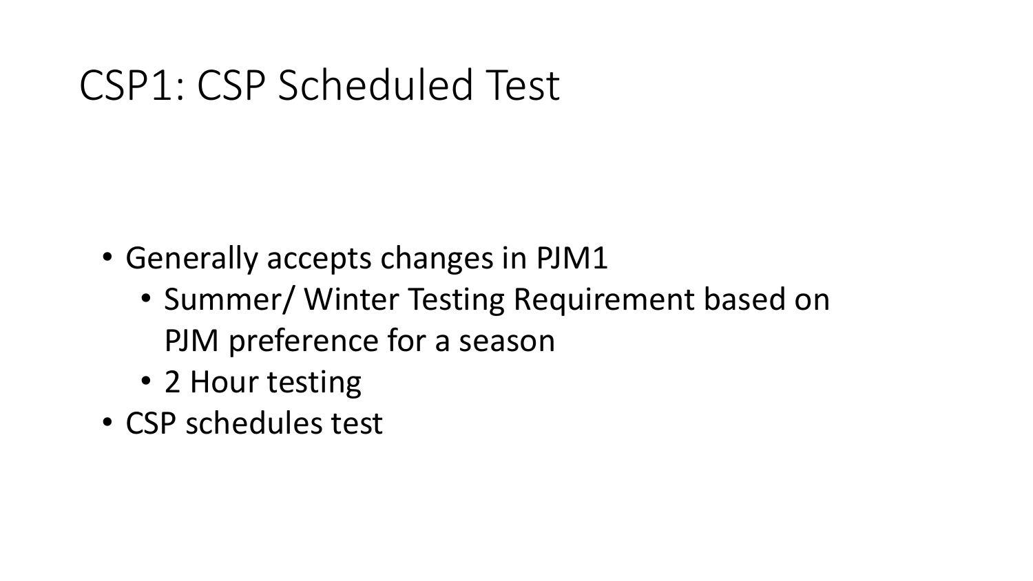# CSP1: CSP Scheduled Test

- Generally accepts changes in PJM1
  - Summer/ Winter Testing Requirement based on PJM preference for a season
  - 2 Hour testing
- CSP schedules test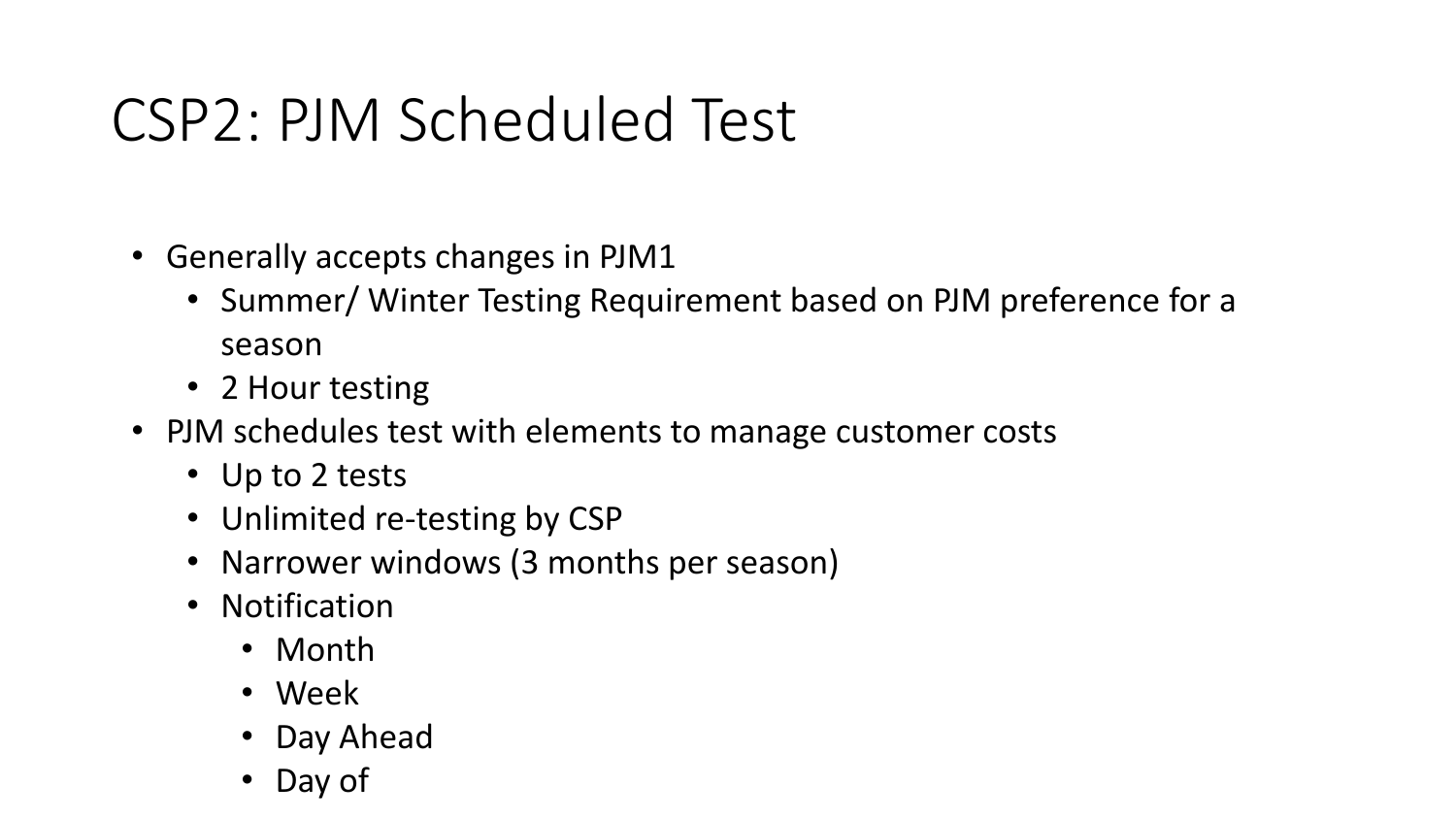# CSP2: PJM Scheduled Test

- Generally accepts changes in PJM1
  - Summer/ Winter Testing Requirement based on PJM preference for a season
  - 2 Hour testing
- PJM schedules test with elements to manage customer costs
  - Up to 2 tests
  - Unlimited re-testing by CSP
  - Narrower windows (3 months per season)
  - Notification
    - Month
    - Week
    - Day Ahead
    - Day of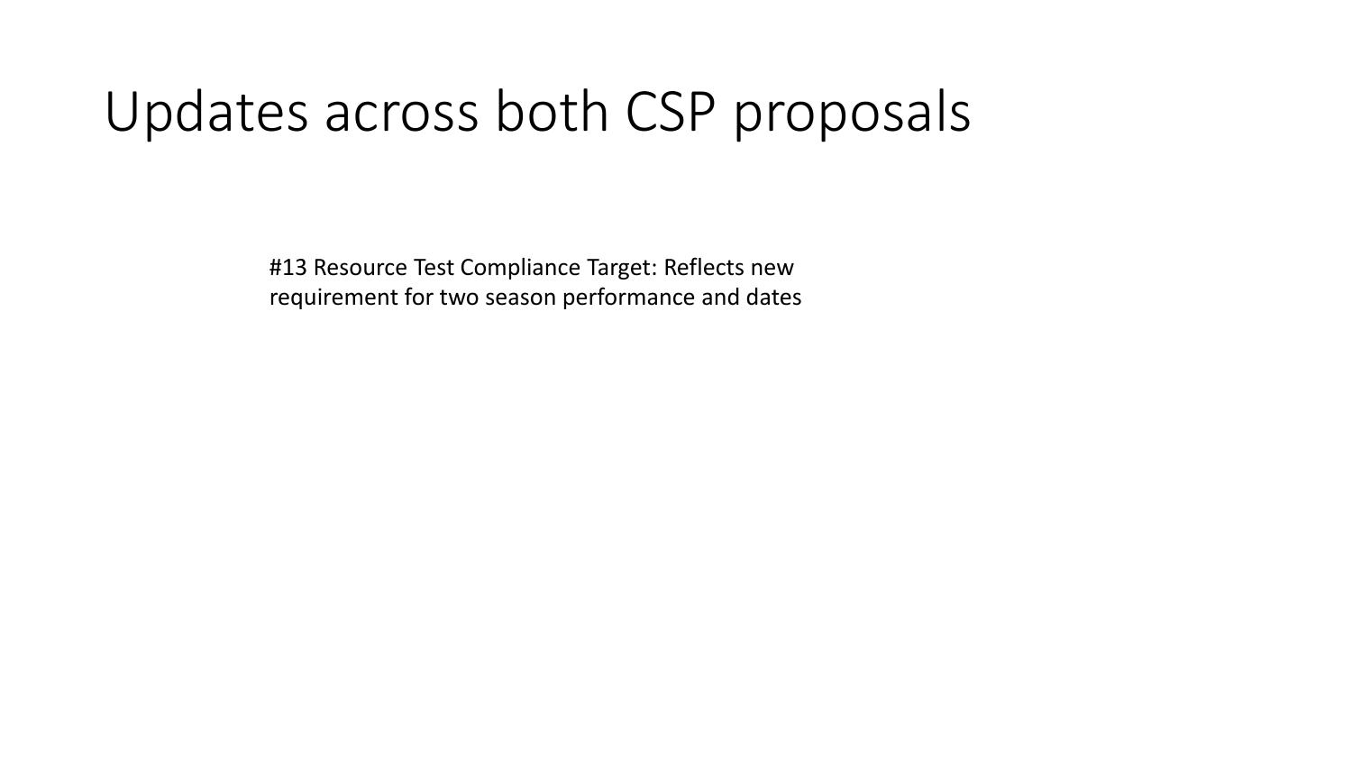# Updates across both CSP proposals

#13 Resource Test Compliance Target: Reflects new requirement for two season performance and dates